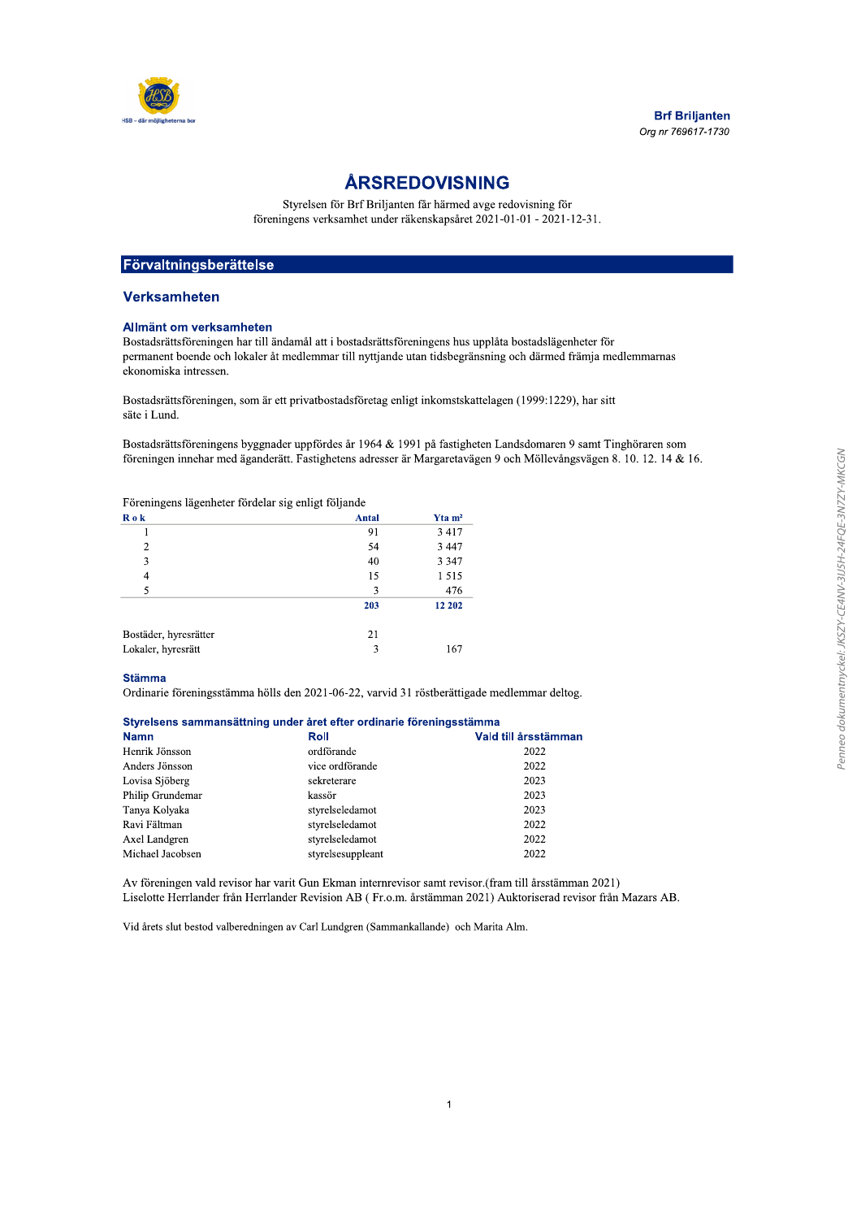Brf Briljanten

*Org nr 769617-1730*

# ÅRSREDOVISNING

Styrelsen för Brf Briljanten får härmed avge redovisning för föreningens verksamhet under räkenskapsåret 2021-01-01 - 2021-12-31.

## Förvaltningsberättelse

### Verksamheten

#### Allmänt om verksamheten

Bostadsrättsföreningen har till ändamål att i bostadsrättsföreningens hus upplåta bostadslägenheter för permanent boende och lokaler åt medlemmar till nyttjande utan tidsbegränsning och därmed främja medlemmarnas ekonomiska intressen.

Bostadsrättsföreningen, som är ett privatbostadsföretag enligt inkomstskattelagen (1999:1229), har sitt säte i Lund.

Bostadsrättsföreningens byggnader uppfördes år 1964 & 1991 på fastigheten Landsdomaren 9 samt Tinghöraren som föreningen innehar med äganderätt. Fastighetens adresser är Margaretavägen 9 och Möllevångsvägen 8. 10. 12. 14 & 16.

Föreningens lägenheter fördelar sig enligt följande

| R o k | Antal | Yta m² |
|---|---|---|
| 1 | 91 | 3 417 |
| 2 | 54 | 3 447 |
| 3 | 40 | 3 347 |
| 4 | 15 | 1 515 |
| 5 | 3 | 476 |
| | **203** | **12 202** |
| | | |
| Bostäder, hyresrätter | 21 | |
| Lokaler, hyresrätt | 3 | 167 |

#### Stämma

Ordinarie föreningsstämma hölls den 2021-06-22, varvid 31 röstberättigade medlemmar deltog.

#### Styrelsens sammansättning under året efter ordinarie föreningsstämma

| Namn | Roll | Vald till årsstämman |
|---|---|---|
| Henrik Jönsson | ordförande | 2022 |
| Anders Jönsson | vice ordförande | 2022 |
| Lovisa Sjöberg | sekreterare | 2023 |
| Philip Grundemar | kassör | 2023 |
| Tanya Kolyaka | styrelseledamot | 2023 |
| Ravi Fältman | styrelseledamot | 2022 |
| Axel Landgren | styrelseledamot | 2022 |
| Michael Jacobsen | styrelsesuppleant | 2022 |

Av föreningen vald revisor har varit Gun Ekman internrevisor samt revisor.(fram till årsstämman 2021)
Liselotte Herrlander från Herrlander Revision AB ( Fr.o.m. årstämman 2021) Auktoriserad revisor från Mazars AB.

Vid årets slut bestod valberedningen av Carl Lundgren (Sammankallande) och Marita Alm.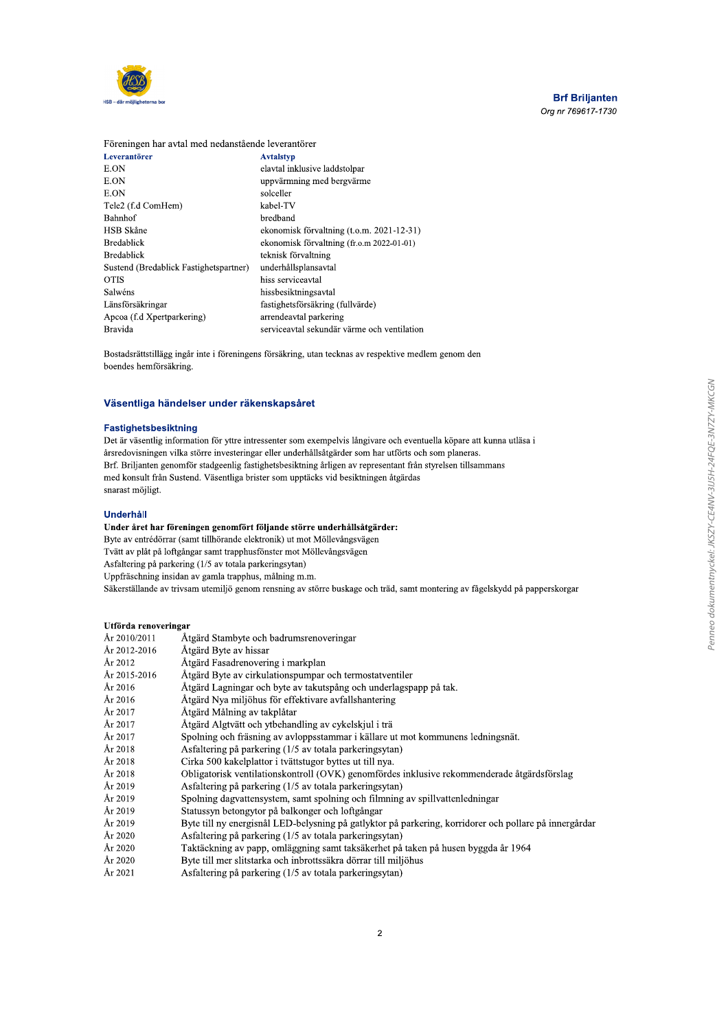Föreningen har avtal med nedanstående leverantörer

| Leverantörer | Avtalstyp |
|---|---|
| E.ON | elavtal inklusive laddstolpar |
| E.ON | uppvärmning med bergvärme |
| E.ON | solceller |
| Tele2 (f.d ComHem) | kabel-TV |
| Bahnhof | bredband |
| HSB Skåne | ekonomisk förvaltning (t.o.m. 2021-12-31) |
| Bredablick | ekonomisk förvaltning (fr.o.m 2022-01-01) |
| Bredablick | teknisk förvaltning |
| Sustend (Bredablick Fastighetspartner) | underhållsplansavtal |
| OTIS | hiss serviceavtal |
| Salwéns | hissbesiktningsavtal |
| Länsförsäkringar | fastighetsförsäkring (fullvärde) |
| Apcoa (f.d Xpertparkering) | arrendeavtal parkering |
| Bravida | serviceavtal sekundär värme och ventilation |

Bostadsrättstillägg ingår inte i föreningens försäkring, utan tecknas av respektive medlem genom den boendes hemförsäkring.

## Väsentliga händelser under räkenskapsåret

### Fastighetsbesiktning

Det är väsentlig information för yttre intressenter som exempelvis långivare och eventuella köpare att kunna utläsa i årsredovisningen vilka större investeringar eller underhållsåtgärder som har utförts och som planeras.
Brf. Briljanten genomför stadgeenlig fastighetsbesiktning årligen av representant från styrelsen tillsammans med konsult från Sustend. Väsentliga brister som upptäcks vid besiktningen åtgärdas snarast möjligt.

### Underhåll

**Under året har föreningen genomfört följande större underhållsåtgärder:**

Byte av entrédörrar (samt tillhörande elektronik) ut mot Möllevångsvägen
Tvätt av plåt på loftgångar samt trapphusfönster mot Möllevångsvägen
Asfaltering på parkering (1/5 av totala parkeringsytan)
Uppfräschning insidan av gamla trapphus, målning m.m.
Säkerställande av trivsam utemiljö genom rensning av större buskage och träd, samt montering av fågelskydd på papperskorgar

**Utförda renoveringar**

| | |
|---|---|
| År 2010/2011 | Åtgärd Stambyte och badrumsrenoveringar |
| År 2012-2016 | Åtgärd Byte av hissar |
| År 2012 | Åtgärd Fasadrenovering i markplan |
| År 2015-2016 | Åtgärd Byte av cirkulationspumpar och termostatventiler |
| År 2016 | Åtgärd Lagningar och byte av takutspång och underlagspapp på tak. |
| År 2016 | Åtgärd Nya miljöhus för effektivare avfallshantering |
| År 2017 | Åtgärd Målning av takplåtar |
| År 2017 | Åtgärd Algtvätt och ytbehandling av cykelskjul i trä |
| År 2017 | Spolning och fräsning av avloppsstammar i källare ut mot kommunens ledningsnät. |
| År 2018 | Asfaltering på parkering (1/5 av totala parkeringsytan) |
| År 2018 | Cirka 500 kakelplattor i tvättstugor byttes ut till nya. |
| År 2018 | Obligatorisk ventilationskontroll (OVK) genomfördes inklusive rekommenderade åtgärdsförslag |
| År 2019 | Asfaltering på parkering (1/5 av totala parkeringsytan) |
| År 2019 | Spolning dagvattensystem, samt spolning och filmning av spillvattenledningar |
| År 2019 | Statussyn betongytor på balkonger och loftgångar |
| År 2019 | Byte till ny energisnål LED-belysning på gatlyktor på parkering, korridorer och pollare på innergårdar |
| År 2020 | Asfaltering på parkering (1/5 av totala parkeringsytan) |
| År 2020 | Taktäckning av papp, omläggning samt taksäkerhet på taken på husen byggda år 1964 |
| År 2020 | Byte till mer slitstarka och inbrottssäkra dörrar till miljöhus |
| År 2021 | Asfaltering på parkering (1/5 av totala parkeringsytan) |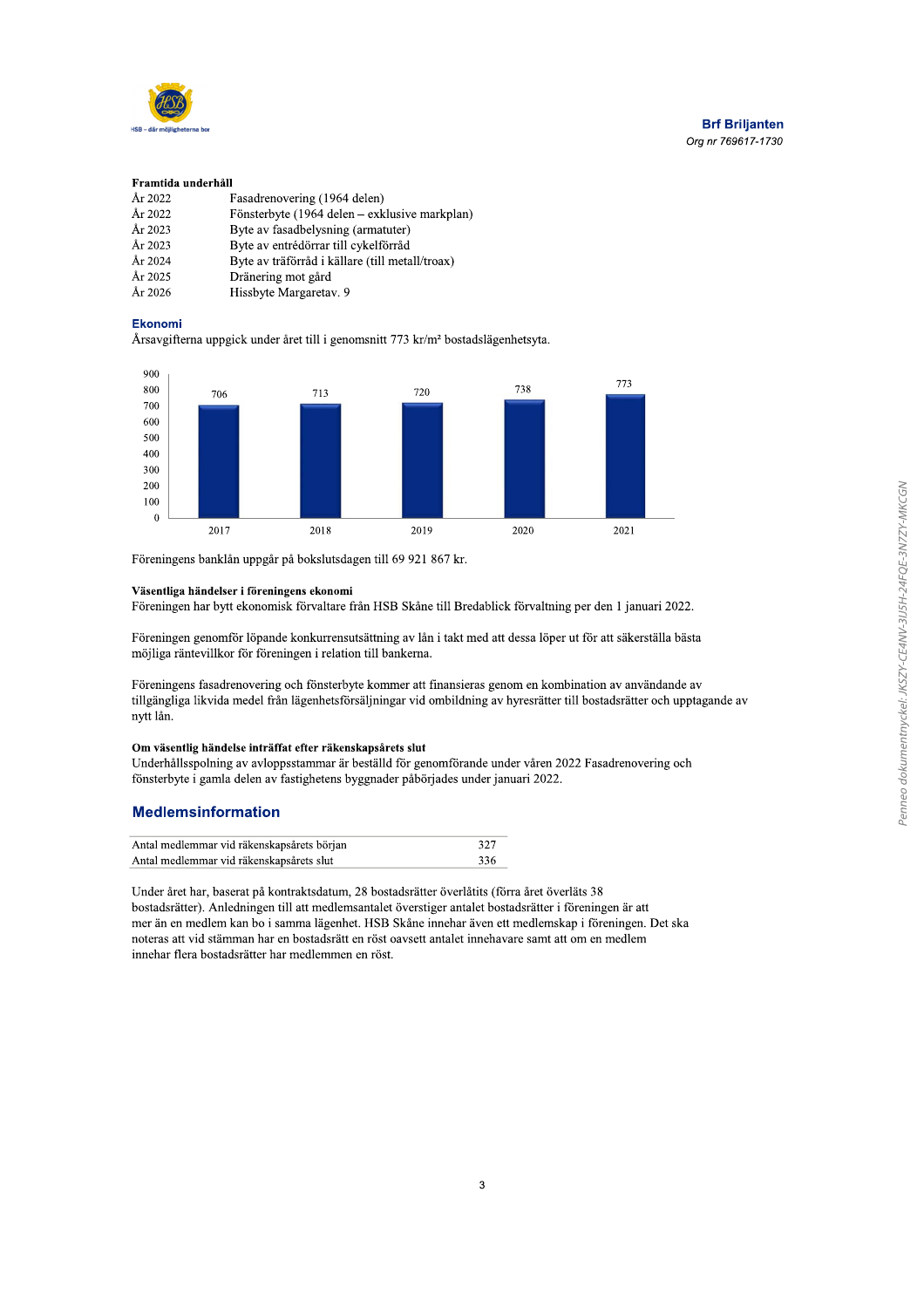**Framtida underhåll**

| | |
|---|---|
| År 2022 | Fasadrenovering (1964 delen) |
| År 2022 | Fönsterbyte (1964 delen – exklusive markplan) |
| År 2023 | Byte av fasadbelysning (armatuter) |
| År 2023 | Byte av entrédörrar till cykelförråd |
| År 2024 | Byte av träförråd i källare (till metall/troax) |
| År 2025 | Dränering mot gård |
| År 2026 | Hissbyte Margaretav. 9 |

### Ekonomi

Årsavgifterna uppgick under året till i genomsnitt 773 kr/m² bostadslägenhetsyta.

| År | kr/m² |
|---|---|
| 2017 | 706 |
| 2018 | 713 |
| 2019 | 720 |
| 2020 | 738 |
| 2021 | 773 |

Föreningens banklån uppgår på bokslutsdagen till 69 921 867 kr.

**Väsentliga händelser i föreningens ekonomi**

Föreningen har bytt ekonomisk förvaltare från HSB Skåne till Bredablick förvaltning per den 1 januari 2022.

Föreningen genomför löpande konkurrensutsättning av lån i takt med att dessa löper ut för att säkerställa bästa möjliga räntevillkor för föreningen i relation till bankerna.

Föreningens fasadrenovering och fönsterbyte kommer att finansieras genom en kombination av användande av tillgängliga likvida medel från lägenhetsförsäljningar vid ombildning av hyresrätter till bostadsrätter och upptagande av nytt lån.

**Om väsentlig händelse inträffat efter räkenskapsårets slut**

Underhållsspolning av avloppsstammar är beställd för genomförande under våren 2022 Fasadrenovering och fönsterbyte i gamla delen av fastighetens byggnader påbörjades under januari 2022.

## Medlemsinformation

| | |
|---|---|
| Antal medlemmar vid räkenskapsårets början | 327 |
| Antal medlemmar vid räkenskapsårets slut | 336 |

Under året har, baserat på kontraktsdatum, 28 bostadsrätter överlåtits (förra året överläts 38 bostadsrätter). Anledningen till att medlemsantalet överstiger antalet bostadsrätter i föreningen är att mer än en medlem kan bo i samma lägenhet. HSB Skåne innehar även ett medlemskap i föreningen. Det ska noteras att vid stämman har en bostadsrätt en röst oavsett antalet innehavare samt att om en medlem innehar flera bostadsrätter har medlemmen en röst.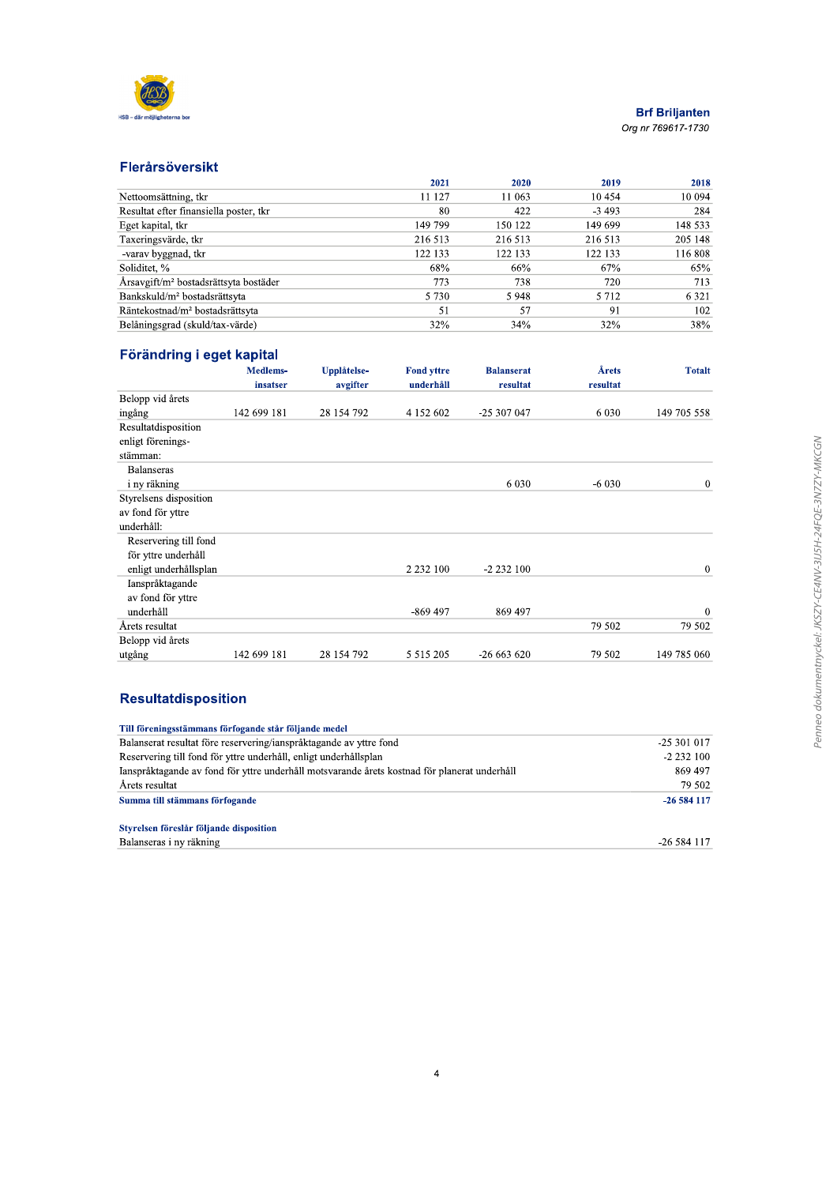Brf Briljanten
*Org nr 769617-1730*

## Flerårsöversikt

| | 2021 | 2020 | 2019 | 2018 |
|---|---|---|---|---|
| Nettoomsättning, tkr | 11 127 | 11 063 | 10 454 | 10 094 |
| Resultat efter finansiella poster, tkr | 80 | 422 | -3 493 | 284 |
| Eget kapital, tkr | 149 799 | 150 122 | 149 699 | 148 533 |
| Taxeringsvärde, tkr | 216 513 | 216 513 | 216 513 | 205 148 |
| -varav byggnad, tkr | 122 133 | 122 133 | 122 133 | 116 808 |
| Soliditet, % | 68% | 66% | 67% | 65% |
| Årsavgift/m² bostadsrättsyta bostäder | 773 | 738 | 720 | 713 |
| Bankskuld/m² bostadsrättsyta | 5 730 | 5 948 | 5 712 | 6 321 |
| Räntekostnad/m² bostadsrättsyta | 51 | 57 | 91 | 102 |
| Belåningsgrad (skuld/tax-värde) | 32% | 34% | 32% | 38% |

## Förändring i eget kapital

| | Medlems-insatser | Upplåtelse-avgifter | Fond yttre underhåll | Balanserat resultat | Årets resultat | Totalt |
|---|---|---|---|---|---|---|
| Belopp vid årets ingång | 142 699 181 | 28 154 792 | 4 152 602 | -25 307 047 | 6 030 | 149 705 558 |
| Resultatdisposition enligt förenings-stämman: | | | | | | |
| Balanseras i ny räkning | | | | 6 030 | -6 030 | 0 |
| Styrelsens disposition av fond för yttre underhåll: | | | | | | |
| Reservering till fond för yttre underhåll enligt underhållsplan | | | 2 232 100 | -2 232 100 | | 0 |
| Ianspråktagande av fond för yttre underhåll | | | -869 497 | 869 497 | | 0 |
| Årets resultat | | | | | 79 502 | 79 502 |
| Belopp vid årets utgång | 142 699 181 | 28 154 792 | 5 515 205 | -26 663 620 | 79 502 | 149 785 060 |

## Resultatdisposition

| **Till föreningsstämmans förfogande står följande medel** | |
|---|---|
| Balanserat resultat före reservering/ianspråktagande av yttre fond | -25 301 017 |
| Reservering till fond för yttre underhåll, enligt underhållsplan | -2 232 100 |
| Ianspråktagande av fond för yttre underhåll motsvarande årets kostnad för planerat underhåll | 869 497 |
| Årets resultat | 79 502 |
| **Summa till stämmans förfogande** | **-26 584 117** |

| **Styrelsen föreslår följande disposition** | |
|---|---|
| Balanseras i ny räkning | -26 584 117 |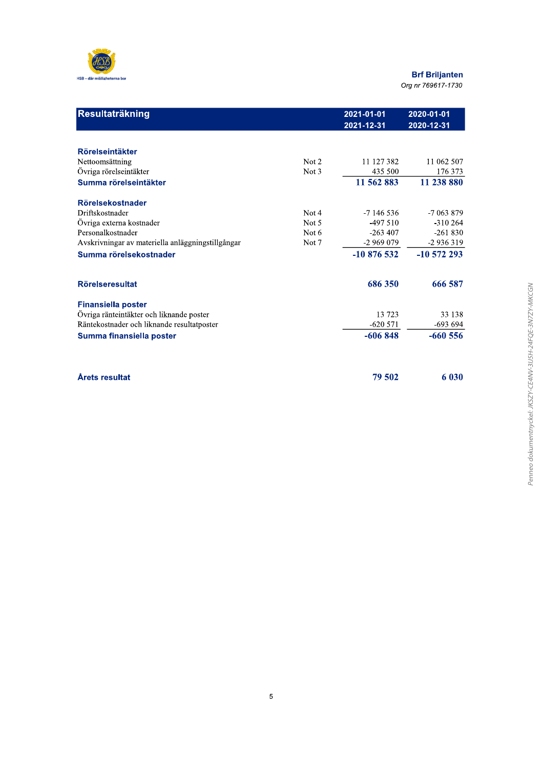**Brf Briljanten**
*Org nr 769617-1730*

| Resultaträkning | | 2021-01-01 2021-12-31 | 2020-01-01 2020-12-31 |
|---|---|---|---|
| **Rörelseintäkter** | | | |
| Nettoomsättning | Not 2 | 11 127 382 | 11 062 507 |
| Övriga rörelseintäkter | Not 3 | 435 500 | 176 373 |
| **Summa rörelseintäkter** | | **11 562 883** | **11 238 880** |
| **Rörelsekostnader** | | | |
| Driftskostnader | Not 4 | -7 146 536 | -7 063 879 |
| Övriga externa kostnader | Not 5 | -497 510 | -310 264 |
| Personalkostnader | Not 6 | -263 407 | -261 830 |
| Avskrivningar av materiella anläggningstillgångar | Not 7 | -2 969 079 | -2 936 319 |
| **Summa rörelsekostnader** | | **-10 876 532** | **-10 572 293** |
| **Rörelseresultat** | | **686 350** | **666 587** |
| **Finansiella poster** | | | |
| Övriga ränteintäkter och liknande poster | | 13 723 | 33 138 |
| Räntekostnader och liknande resultatposter | | -620 571 | -693 694 |
| **Summa finansiella poster** | | **-606 848** | **-660 556** |
| **Årets resultat** | | **79 502** | **6 030** |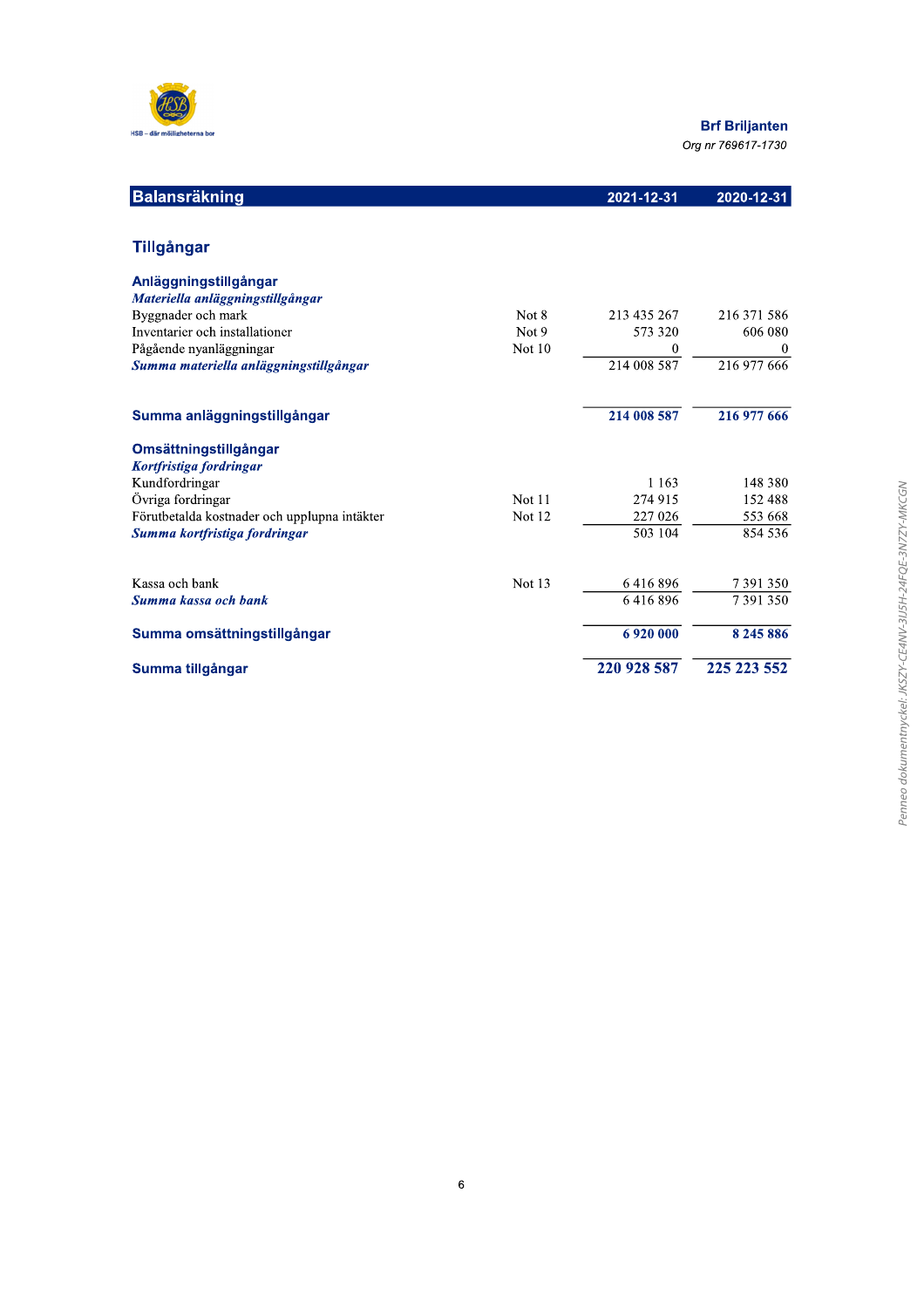**Brf Briljanten**
*Org nr 769617-1730*

## Balansräkning

| | | 2021-12-31 | 2020-12-31 |
|---|---|---|---|
| **Tillgångar** | | | |
| **Anläggningstillgångar** | | | |
| ***Materiella anläggningstillgångar*** | | | |
| Byggnader och mark | Not 8 | 213 435 267 | 216 371 586 |
| Inventarier och installationer | Not 9 | 573 320 | 606 080 |
| Pågående nyanläggningar | Not 10 | 0 | 0 |
| ***Summa materiella anläggningstillgångar*** | | 214 008 587 | 216 977 666 |
| **Summa anläggningstillgångar** | | **214 008 587** | **216 977 666** |
| **Omsättningstillgångar** | | | |
| ***Kortfristiga fordringar*** | | | |
| Kundfordringar | | 1 163 | 148 380 |
| Övriga fordringar | Not 11 | 274 915 | 152 488 |
| Förutbetalda kostnader och upplupna intäkter | Not 12 | 227 026 | 553 668 |
| ***Summa kortfristiga fordringar*** | | 503 104 | 854 536 |
| Kassa och bank | Not 13 | 6 416 896 | 7 391 350 |
| ***Summa kassa och bank*** | | 6 416 896 | 7 391 350 |
| **Summa omsättningstillgångar** | | **6 920 000** | **8 245 886** |
| **Summa tillgångar** | | **220 928 587** | **225 223 552** |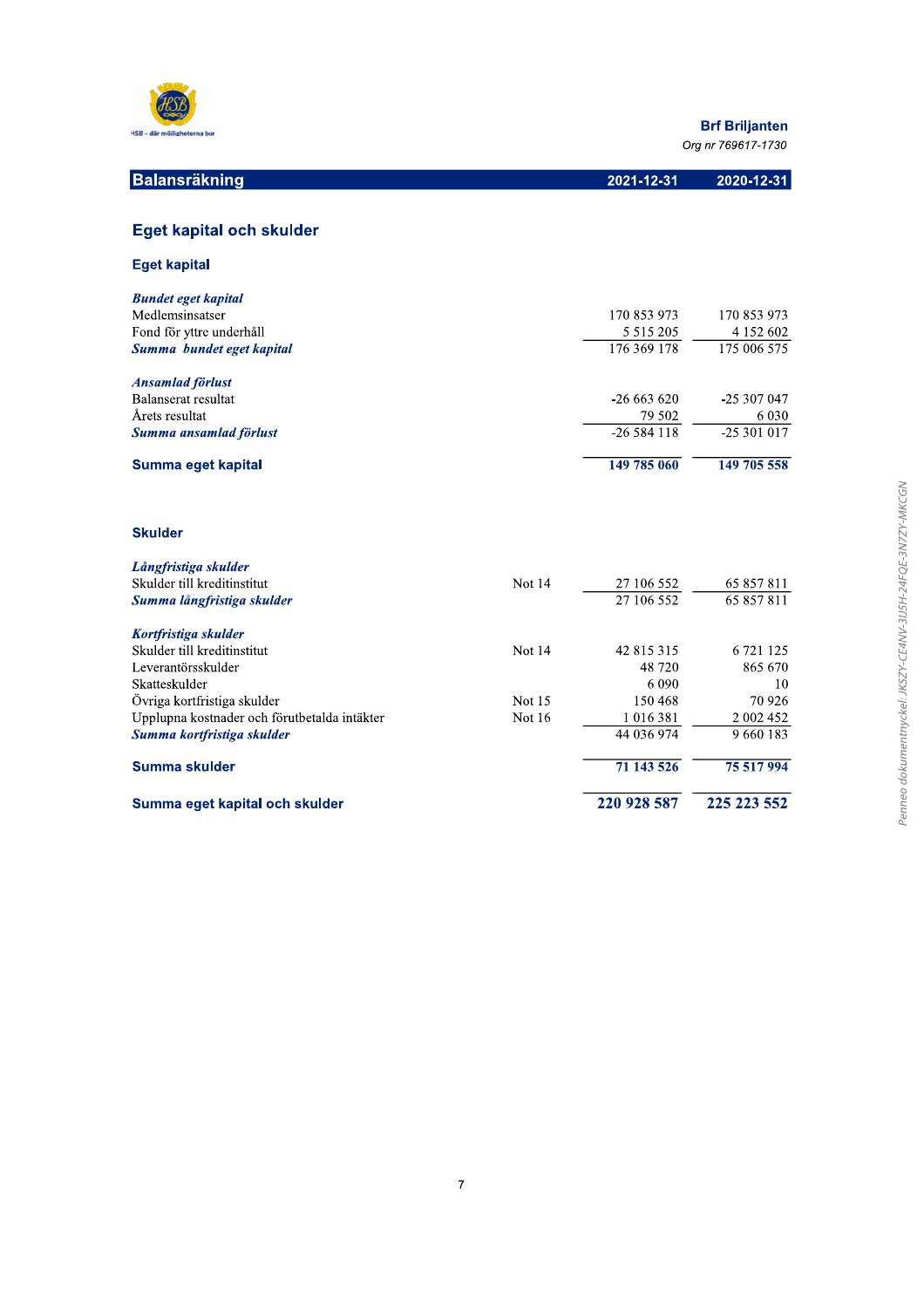Brf Briljanten
Org nr 769617-1730

## Balansräkning

| | | 2021-12-31 | 2020-12-31 |
|---|---|---|---|
| **Eget kapital och skulder** | | | |
| **Eget kapital** | | | |
| ***Bundet eget kapital*** | | | |
| Medlemsinsatser | | 170 853 973 | 170 853 973 |
| Fond för yttre underhåll | | 5 515 205 | 4 152 602 |
| ***Summa bundet eget kapital*** | | 176 369 178 | 175 006 575 |
| ***Ansamlad förlust*** | | | |
| Balanserat resultat | | -26 663 620 | -25 307 047 |
| Årets resultat | | 79 502 | 6 030 |
| ***Summa ansamlad förlust*** | | -26 584 118 | -25 301 017 |
| **Summa eget kapital** | | **149 785 060** | **149 705 558** |
| **Skulder** | | | |
| ***Långfristiga skulder*** | | | |
| Skulder till kreditinstitut | Not 14 | 27 106 552 | 65 857 811 |
| ***Summa långfristiga skulder*** | | 27 106 552 | 65 857 811 |
| ***Kortfristiga skulder*** | | | |
| Skulder till kreditinstitut | Not 14 | 42 815 315 | 6 721 125 |
| Leverantörsskulder | | 48 720 | 865 670 |
| Skatteskulder | | 6 090 | 10 |
| Övriga kortfristiga skulder | Not 15 | 150 468 | 70 926 |
| Upplupna kostnader och förutbetalda intäkter | Not 16 | 1 016 381 | 2 002 452 |
| ***Summa kortfristiga skulder*** | | 44 036 974 | 9 660 183 |
| **Summa skulder** | | **71 143 526** | **75 517 994** |
| **Summa eget kapital och skulder** | | **220 928 587** | **225 223 552** |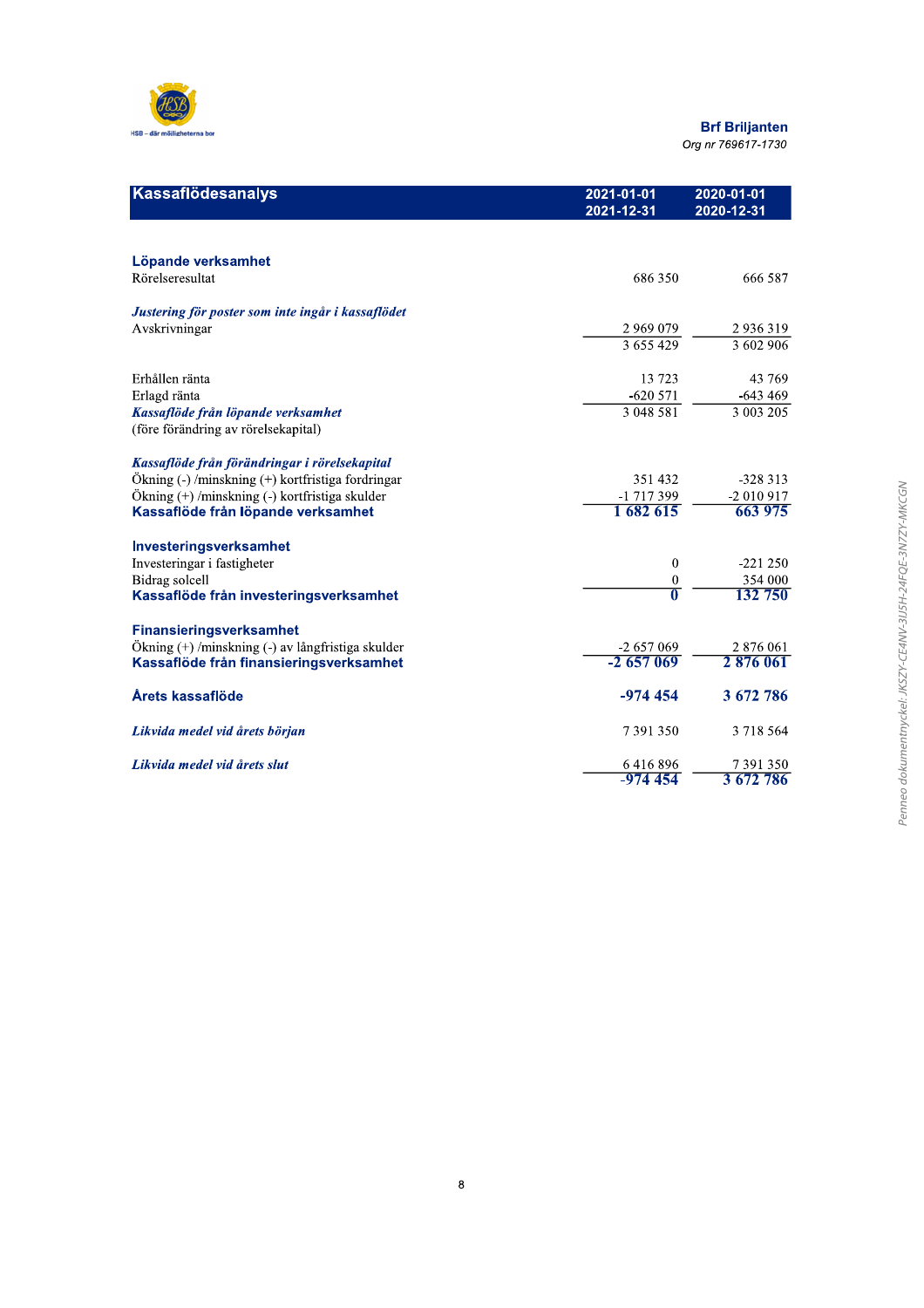**Brf Briljanten**
*Org nr 769617-1730*

## Kassaflödesanalys

| | 2021-01-01 2021-12-31 | 2020-01-01 2020-12-31 |
|---|---|---|
| **Löpande verksamhet** | | |
| Rörelseresultat | 686 350 | 666 587 |
| ***Justering för poster som inte ingår i kassaflödet*** | | |
| Avskrivningar | 2 969 079 | 2 936 319 |
| | 3 655 429 | 3 602 906 |
| Erhållen ränta | 13 723 | 43 769 |
| Erlagd ränta | -620 571 | -643 469 |
| ***Kassaflöde från löpande verksamhet*** (före förändring av rörelsekapital) | 3 048 581 | 3 003 205 |
| ***Kassaflöde från förändringar i rörelsekapital*** | | |
| Ökning (-) /minskning (+) kortfristiga fordringar | 351 432 | -328 313 |
| Ökning (+) /minskning (-) kortfristiga skulder | -1 717 399 | -2 010 917 |
| **Kassaflöde från löpande verksamhet** | **1 682 615** | **663 975** |
| **Investeringsverksamhet** | | |
| Investeringar i fastigheter | 0 | -221 250 |
| Bidrag solcell | 0 | 354 000 |
| **Kassaflöde från investeringsverksamhet** | **0** | **132 750** |
| **Finansieringsverksamhet** | | |
| Ökning (+) /minskning (-) av långfristiga skulder | -2 657 069 | 2 876 061 |
| **Kassaflöde från finansieringsverksamhet** | **-2 657 069** | **2 876 061** |
| **Årets kassaflöde** | **-974 454** | **3 672 786** |
| ***Likvida medel vid årets början*** | 7 391 350 | 3 718 564 |
| ***Likvida medel vid årets slut*** | 6 416 896 | 7 391 350 |
| | -974 454 | 3 672 786 |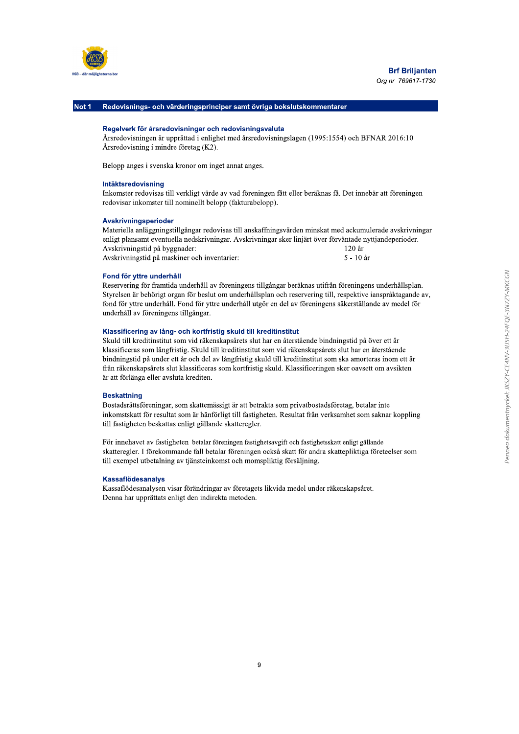## Not 1 Redovisnings- och värderingsprinciper samt övriga bokslutskommentarer

### Regelverk för årsredovisningar och redovisningsvaluta

Årsredovisningen är upprättad i enlighet med årsredovisningslagen (1995:1554) och BFNAR 2016:10 Årsredovisning i mindre företag (K2).

Belopp anges i svenska kronor om inget annat anges.

### Intäktsredovisning

Inkomster redovisas till verkligt värde av vad föreningen fått eller beräknas få. Det innebär att föreningen redovisar inkomster till nominellt belopp (fakturabelopp).

### Avskrivningsperioder

Materiella anläggningstillgångar redovisas till anskaffningsvärden minskat med ackumulerade avskrivningar enligt plansamt eventuella nedskrivningar. Avskrivningar sker linjärt över förväntade nyttjandeperioder.

| | |
|---|---|
| Avskrivningstid på byggnader: | 120 år |
| Avskrivningstid på maskiner och inventarier: | 5 - 10 år |

### Fond för yttre underhåll

Reservering för framtida underhåll av föreningens tillgångar beräknas utifrån föreningens underhållsplan. Styrelsen är behörigt organ för beslut om underhållsplan och reservering till, respektive ianspråktagande av, fond för yttre underhåll. Fond för yttre underhåll utgör en del av föreningens säkerställande av medel för underhåll av föreningens tillgångar.

### Klassificering av lång- och kortfristig skuld till kreditinstitut

Skuld till kreditinstitut som vid räkenskapsårets slut har en återstående bindningstid på över ett år klassificeras som långfristig. Skuld till kreditinstitut som vid räkenskapsårets slut har en återstående bindningstid på under ett år och den del av långfristig skuld till kreditinstitut som ska amorteras inom ett år från räkenskapsårets slut klassificeras som kortfristig skuld. Klassificeringen sker oavsett om avsikten är att förlänga eller avsluta krediten.

### Beskattning

Bostadsrättsföreningar, som skattemässigt är att betrakta som privatbostadsföretag, betalar inte inkomstskatt för resultat som är hänförligt till fastigheten. Resultat från verksamhet som saknar koppling till fastigheten beskattas enligt gällande skatteregler.

För innehavet av fastigheten betalar föreningen fastighetsavgift och fastighetsskatt enligt gällande skatteregler. I förekommande fall betalar föreningen också skatt för andra skattepliktiga företeelser som till exempel utbetalning av tjänsteinkomst och momspliktig försäljning.

### Kassaflödesanalys

Kassaflödesanalysen visar förändringar av företagets likvida medel under räkenskapsåret. Denna har upprättats enligt den indirekta metoden.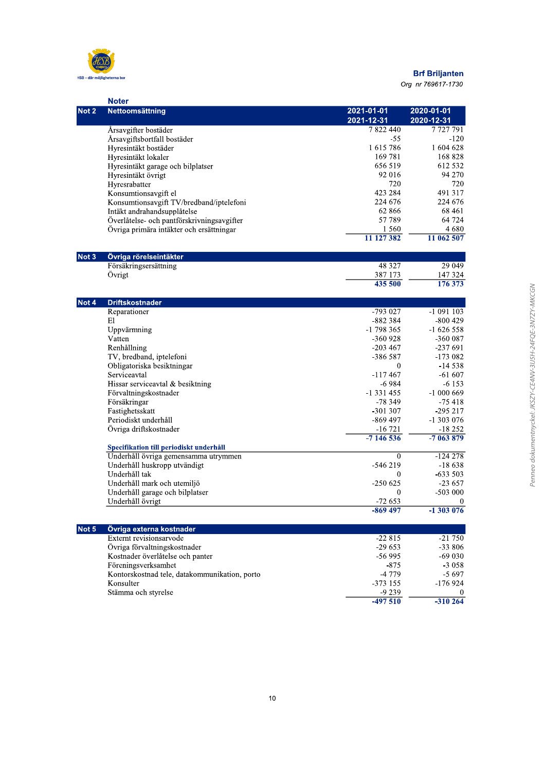**Brf Briljanten**
*Org nr 769617-1730*

## Noter

| Not 2 | Nettoomsättning | 2021-01-01<br>2021-12-31 | 2020-01-01<br>2020-12-31 |
|---|---|---|---|
| | Årsavgifter bostäder | 7 822 440 | 7 727 791 |
| | Årsavgiftsbortfall bostäder | -55 | -120 |
| | Hyresintäkt bostäder | 1 615 786 | 1 604 628 |
| | Hyresintäkt lokaler | 169 781 | 168 828 |
| | Hyresintäkt garage och bilplatser | 656 519 | 612 532 |
| | Hyresintäkt övrigt | 92 016 | 94 270 |
| | Hyresrabatter | 720 | 720 |
| | Konsumtionsavgift el | 423 284 | 491 317 |
| | Konsumtionsavgift TV/bredband/iptelefoni | 224 676 | 224 676 |
| | Intäkt andrahandsupplåtelse | 62 866 | 68 461 |
| | Överlåtelse- och pantförskrivningsavgifter | 57 789 | 64 724 |
| | Övriga primära intäkter och ersättningar | 1 560 | 4 680 |
| | | **11 127 382** | **11 062 507** |

| Not 3 | Övriga rörelseintäkter | | |
|---|---|---|---|
| | Försäkringsersättning | 48 327 | 29 049 |
| | Övrigt | 387 173 | 147 324 |
| | | **435 500** | **176 373** |

| Not 4 | Driftskostnader | | |
|---|---|---|---|
| | Reparationer | -793 027 | -1 091 103 |
| | El | -882 384 | -800 429 |
| | Uppvärmning | -1 798 365 | -1 626 558 |
| | Vatten | -360 928 | -360 087 |
| | Renhållning | -203 467 | -237 691 |
| | TV, bredband, iptelefoni | -386 587 | -173 082 |
| | Obligatoriska besiktningar | 0 | -14 538 |
| | Serviceavtal | -117 467 | -61 607 |
| | Hissar serviceavtal & besiktning | -6 984 | -6 153 |
| | Förvaltningskostnader | -1 331 455 | -1 000 669 |
| | Försäkringar | -78 349 | -75 418 |
| | Fastighetsskatt | -301 307 | -295 217 |
| | Periodiskt underhåll | -869 497 | -1 303 076 |
| | Övriga driftskostnader | -16 721 | -18 252 |
| | | **-7 146 536** | **-7 063 879** |
| | **Specifikation till periodiskt underhåll** | | |
| | Underhåll övriga gemensamma utrymmen | 0 | -124 278 |
| | Underhåll huskropp utvändigt | -546 219 | -18 638 |
| | Underhåll tak | 0 | -633 503 |
| | Underhåll mark och utemiljö | -250 625 | -23 657 |
| | Underhåll garage och bilplatser | 0 | -503 000 |
| | Underhåll övrigt | -72 653 | 0 |
| | | **-869 497** | **-1 303 076** |

| Not 5 | Övriga externa kostnader | | |
|---|---|---|---|
| | Externt revisionsarvode | -22 815 | -21 750 |
| | Övriga förvaltningskostnader | -29 653 | -33 806 |
| | Kostnader överlåtelse och panter | -56 995 | -69 030 |
| | Föreningsverksamhet | -875 | -3 058 |
| | Kontorskostnad tele, datakommunikation, porto | -4 779 | -5 697 |
| | Konsulter | -373 155 | -176 924 |
| | Stämma och styrelse | -9 239 | 0 |
| | | **-497 510** | **-310 264** |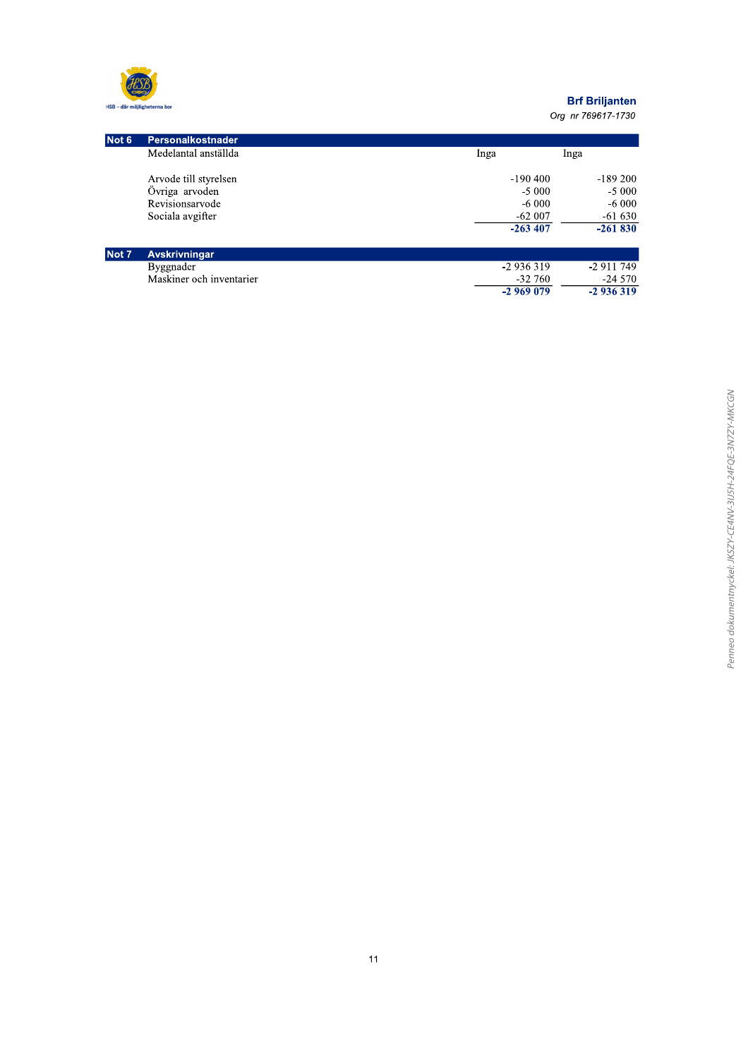**Brf Briljanten**
*Org nr 769617-1730*

| Not 6 | Personalkostnader | | |
|---|---|---|---|
| | Medelantal anställda | Inga | Inga |
| | | | |
| | Arvode till styrelsen | -190 400 | -189 200 |
| | Övriga arvoden | -5 000 | -5 000 |
| | Revisionsarvode | -6 000 | -6 000 |
| | Sociala avgifter | -62 007 | -61 630 |
| | | **-263 407** | **-261 830** |

| Not 7 | Avskrivningar | | |
|---|---|---|---|
| | Byggnader | -2 936 319 | -2 911 749 |
| | Maskiner och inventarier | -32 760 | -24 570 |
| | | **-2 969 079** | **-2 936 319** |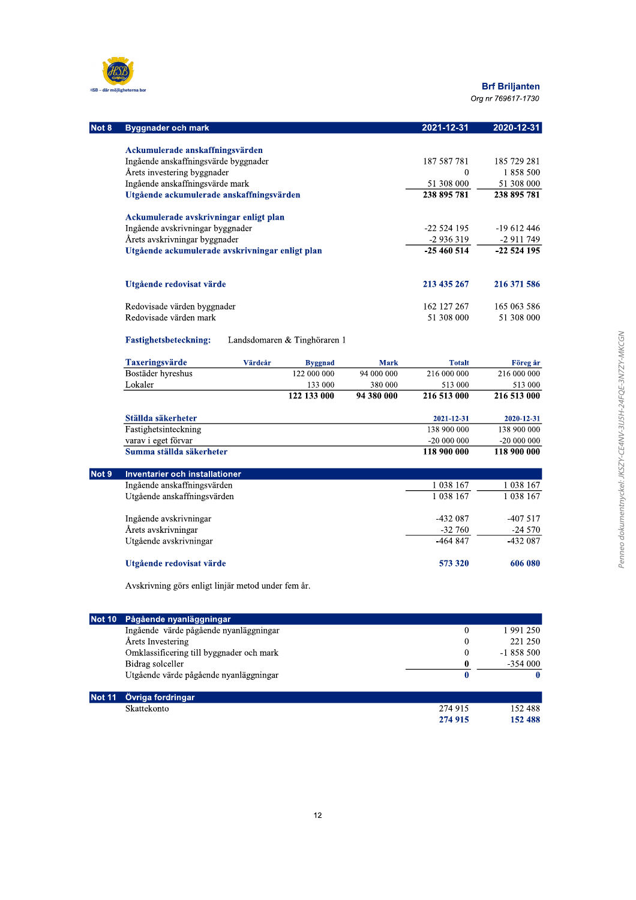## Not 8 Byggnader och mark

| | 2021-12-31 | 2020-12-31 |
|---|---|---|
| **Ackumulerade anskaffningsvärden** | | |
| Ingående anskaffningsvärde byggnader | 187 587 781 | 185 729 281 |
| Årets investering byggnader | 0 | 1 858 500 |
| Ingående anskaffningsvärde mark | 51 308 000 | 51 308 000 |
| **Utgående ackumulerade anskaffningsvärden** | **238 895 781** | **238 895 781** |
| | | |
| **Ackumulerade avskrivningar enligt plan** | | |
| Ingående avskrivningar byggnader | -22 524 195 | -19 612 446 |
| Årets avskrivningar byggnader | -2 936 319 | -2 911 749 |
| **Utgående ackumulerade avskrivningar enligt plan** | **-25 460 514** | **-22 524 195** |
| | | |
| **Utgående redovisat värde** | **213 435 267** | **216 371 586** |
| | | |
| Redovisade värden byggnader | 162 127 267 | 165 063 586 |
| Redovisade värden mark | 51 308 000 | 51 308 000 |

**Fastighetsbeteckning:** Landsdomaren & Tinghöraren 1

| Taxeringsvärde | Värdeår | Byggnad | Mark | Totalt | Föreg år |
|---|---|---|---|---|---|
| Bostäder hyreshus | | 122 000 000 | 94 000 000 | 216 000 000 | 216 000 000 |
| Lokaler | | 133 000 | 380 000 | 513 000 | 513 000 |
| | | **122 133 000** | **94 380 000** | **216 513 000** | **216 513 000** |

| Ställda säkerheter | 2021-12-31 | 2020-12-31 |
|---|---|---|
| Fastighetsinteckning | 138 900 000 | 138 900 000 |
| varav i eget förvar | -20 000 000 | -20 000 000 |
| **Summa ställda säkerheter** | **118 900 000** | **118 900 000** |

## Not 9 Inventarier och installationer

| | 2021-12-31 | 2020-12-31 |
|---|---|---|
| Ingående anskaffningsvärden | 1 038 167 | 1 038 167 |
| Utgående anskaffningsvärden | 1 038 167 | 1 038 167 |
| | | |
| Ingående avskrivningar | -432 087 | -407 517 |
| Årets avskrivningar | -32 760 | -24 570 |
| Utgående avskrivningar | -464 847 | -432 087 |
| | | |
| **Utgående redovisat värde** | **573 320** | **606 080** |

Avskrivning görs enligt linjär metod under fem år.

## Not 10 Pågående nyanläggningar

| | 2021-12-31 | 2020-12-31 |
|---|---|---|
| Ingående värde pågående nyanläggningar | 0 | 1 991 250 |
| Årets Investering | 0 | 221 250 |
| Omklassificering till byggnader och mark | 0 | -1 858 500 |
| Bidrag solceller | **0** | -354 000 |
| Utgående värde pågående nyanläggningar | **0** | **0** |

## Not 11 Övriga fordringar

| | 2021-12-31 | 2020-12-31 |
|---|---|---|
| Skattekonto | 274 915 | 152 488 |
| | **274 915** | **152 488** |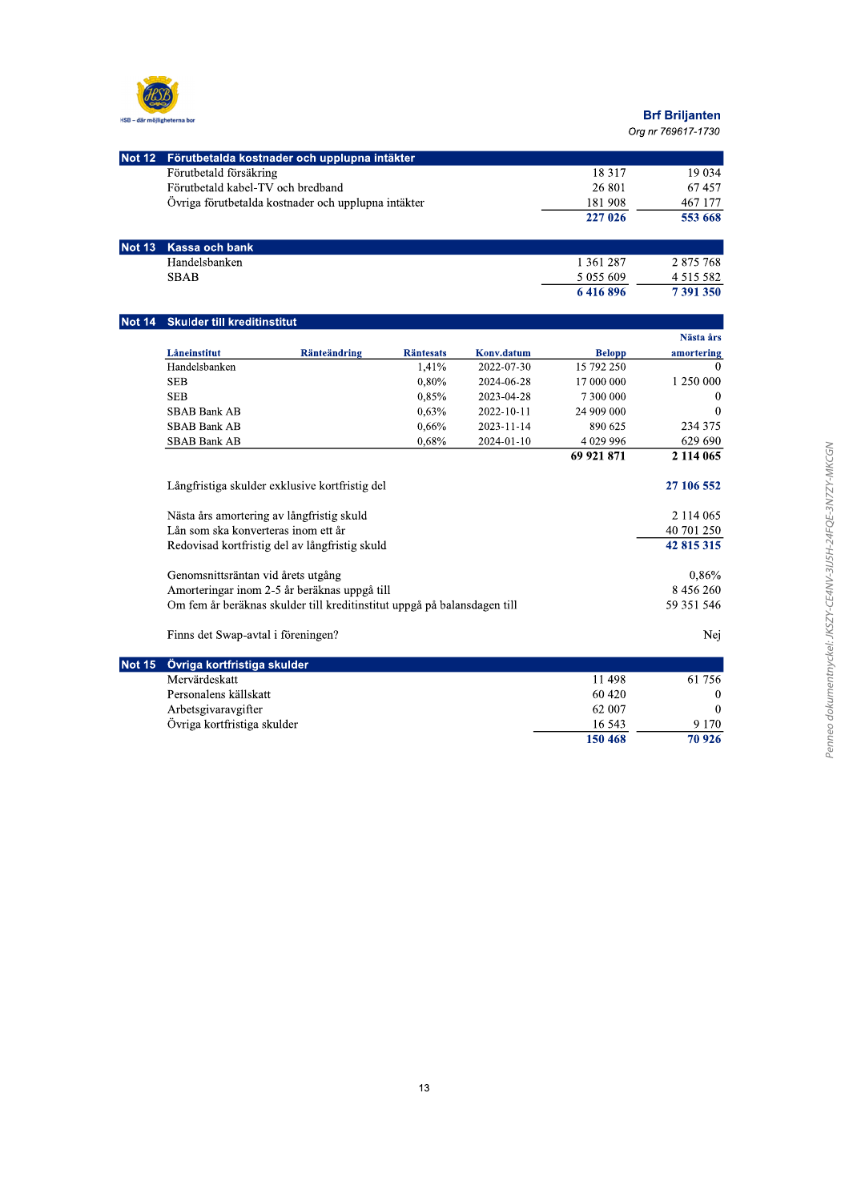Brf Briljanten
Org nr 769617-1730

## Not 12 Förutbetalda kostnader och upplupna intäkter

| | | |
|---|---|---|
| Förutbetald försäkring | 18 317 | 19 034 |
| Förutbetald kabel-TV och bredband | 26 801 | 67 457 |
| Övriga förutbetalda kostnader och upplupna intäkter | 181 908 | 467 177 |
| | **227 026** | **553 668** |

## Not 13 Kassa och bank

| | | |
|---|---|---|
| Handelsbanken | 1 361 287 | 2 875 768 |
| SBAB | 5 055 609 | 4 515 582 |
| | **6 416 896** | **7 391 350** |

## Not 14 Skulder till kreditinstitut

| Låneinstitut | Ränteändring | Räntesats | Konv.datum | Belopp | Nästa års amortering |
|---|---|---|---|---|---|
| Handelsbanken | | 1,41% | 2022-07-30 | 15 792 250 | 0 |
| SEB | | 0,80% | 2024-06-28 | 17 000 000 | 1 250 000 |
| SEB | | 0,85% | 2023-04-28 | 7 300 000 | 0 |
| SBAB Bank AB | | 0,63% | 2022-10-11 | 24 909 000 | 0 |
| SBAB Bank AB | | 0,66% | 2023-11-14 | 890 625 | 234 375 |
| SBAB Bank AB | | 0,68% | 2024-01-10 | 4 029 996 | 629 690 |
| | | | | **69 921 871** | **2 114 065** |

| | |
|---|---|
| Långfristiga skulder exklusive kortfristig del | **27 106 552** |
| | |
| Nästa års amortering av långfristig skuld | 2 114 065 |
| Lån som ska konverteras inom ett år | 40 701 250 |
| Redovisad kortfristig del av långfristig skuld | **42 815 315** |
| | |
| Genomsnittsräntan vid årets utgång | 0,86% |
| Amorteringar inom 2-5 år beräknas uppgå till | 8 456 260 |
| Om fem år beräknas skulder till kreditinstitut uppgå på balansdagen till | 59 351 546 |
| | |
| Finns det Swap-avtal i föreningen? | Nej |

## Not 15 Övriga kortfristiga skulder

| | | |
|---|---|---|
| Mervärdeskatt | 11 498 | 61 756 |
| Personalens källskatt | 60 420 | 0 |
| Arbetsgivaravgifter | 62 007 | 0 |
| Övriga kortfristiga skulder | 16 543 | 9 170 |
| | **150 468** | **70 926** |

Penneo dokumentnyckel: JKSZY-CE4NV-3IJ5H-24FQE-3N7ZY-MKCGN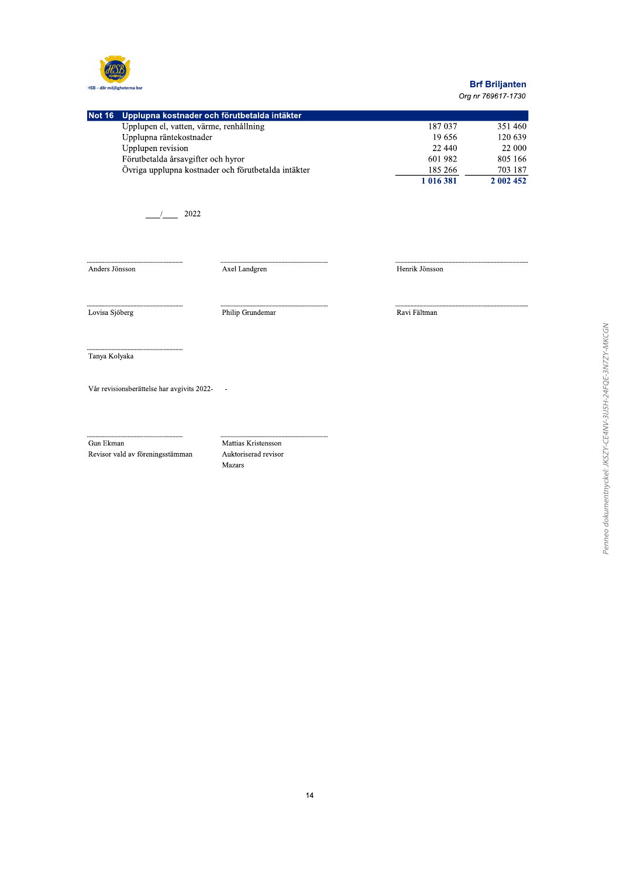Brf Briljanten

*Org nr 769617-1730*

## Not 16 Upplupna kostnader och förutbetalda intäkter

| | | |
|---|---|---|
| Upplupen el, vatten, värme, renhållning | 187 037 | 351 460 |
| Upplupna räntekostnader | 19 656 | 120 639 |
| Upplupen revision | 22 440 | 22 000 |
| Förutbetalda årsavgifter och hyror | 601 982 | 805 166 |
| Övriga upplupna kostnader och förutbetalda intäkter | 185 266 | 703 187 |
| | **1 016 381** | **2 002 452** |

____/____ 2022

| | | |
|---|---|---|
| ........................................ | ........................................ | ........................................ |
| Anders Jönsson | Axel Landgren | Henrik Jönsson |
| ........................................ | ........................................ | ........................................ |
| Lovisa Sjöberg | Philip Grundemar | Ravi Fältman |
| ........................................ | | |
| Tanya Kolyaka | | |

Vår revisionsberättelse har avgivits 2022- -

| | |
|---|---|
| ........................................ | ........................................ |
| Gun Ekman<br>Revisor vald av föreningsstämman | Mattias Kristensson<br>Auktoriserad revisor<br>Mazars |

Penneo dokumentnyckel: JKSZY-CE4NV-3IJ5H-24FQE-3N7ZY-MKCGN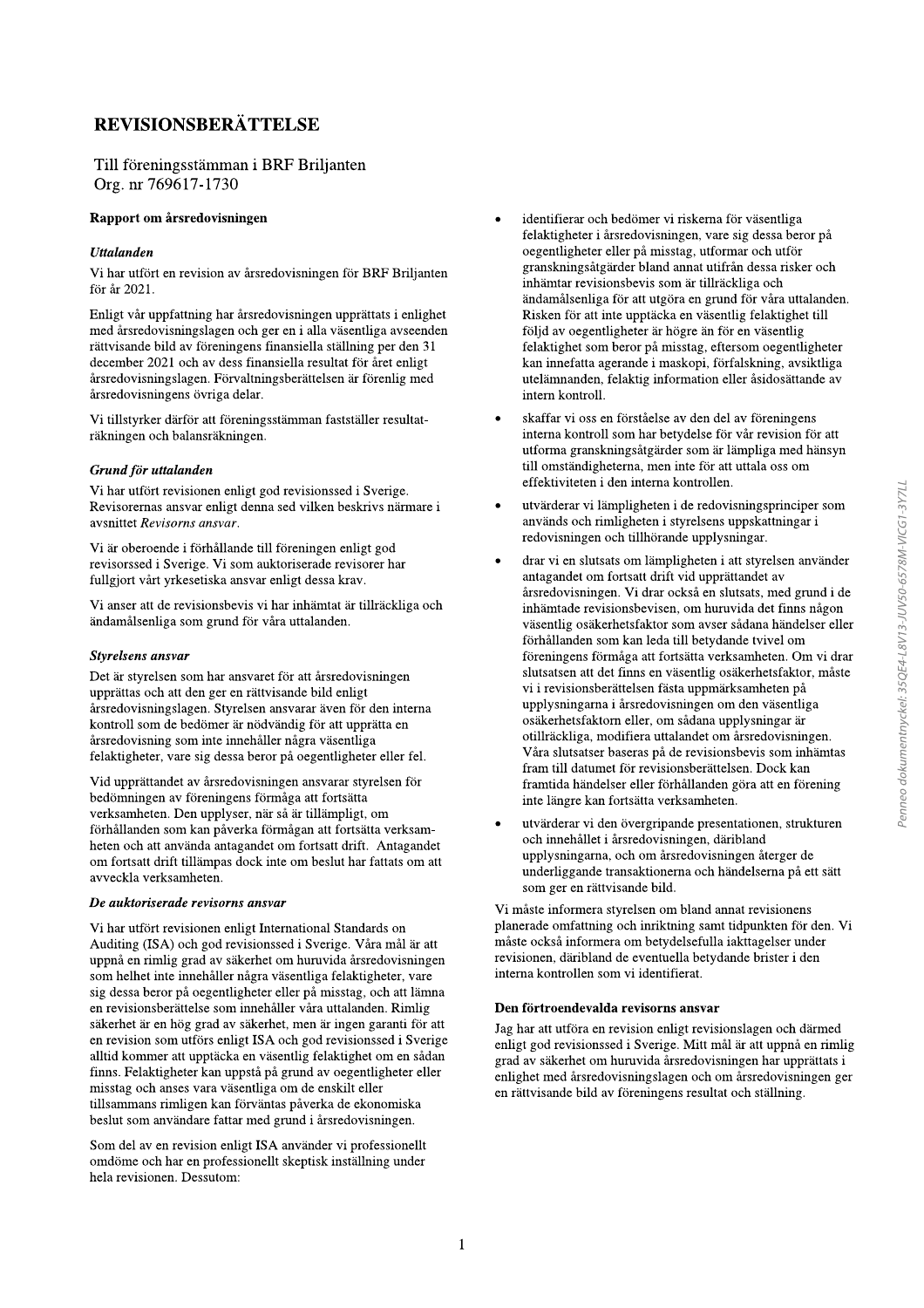# REVISIONSBERÄTTELSE

Till föreningsstämman i BRF Briljanten
Org. nr 769617-1730

## Rapport om årsredovisningen

### *Uttalanden*

Vi har utfört en revision av årsredovisningen för BRF Briljanten för år 2021.

Enligt vår uppfattning har årsredovisningen upprättats i enlighet med årsredovisningslagen och ger en i alla väsentliga avseenden rättvisande bild av föreningens finansiella ställning per den 31 december 2021 och av dess finansiella resultat för året enligt årsredovisningslagen. Förvaltningsberättelsen är förenlig med årsredovisningens övriga delar.

Vi tillstyrker därför att föreningsstämman fastställer resultaträkningen och balansräkningen.

### *Grund för uttalanden*

Vi har utfört revisionen enligt god revisionssed i Sverige. Revisorernas ansvar enligt denna sed vilken beskrivs närmare i avsnittet *Revisorns ansvar*.

Vi är oberoende i förhållande till föreningen enligt god revisorssed i Sverige. Vi som auktoriserade revisorer har fullgjort vårt yrkesetiska ansvar enligt dessa krav.

Vi anser att de revisionsbevis vi har inhämtat är tillräckliga och ändamålsenliga som grund för våra uttalanden.

### *Styrelsens ansvar*

Det är styrelsen som har ansvaret för att årsredovisningen upprättas och att den ger en rättvisande bild enligt årsredovisningslagen. Styrelsen ansvarar även för den interna kontroll som de bedömer är nödvändig för att upprätta en årsredovisning som inte innehåller några väsentliga felaktigheter, vare sig dessa beror på oegentligheter eller fel.

Vid upprättandet av årsredovisningen ansvarar styrelsen för bedömningen av föreningens förmåga att fortsätta verksamheten. Den upplyser, när så är tillämpligt, om förhållanden som kan påverka förmågan att fortsätta verksamheten och att använda antagandet om fortsatt drift. Antagandet om fortsatt drift tillämpas dock inte om beslut har fattats om att avveckla verksamheten.

### *De auktoriserade revisorns ansvar*

Vi har utfört revisionen enligt International Standards on Auditing (ISA) och god revisionssed i Sverige. Våra mål är att uppnå en rimlig grad av säkerhet om huruvida årsredovisningen som helhet inte innehåller några väsentliga felaktigheter, vare sig dessa beror på oegentligheter eller på misstag, och att lämna en revisionsberättelse som innehåller våra uttalanden. Rimlig säkerhet är en hög grad av säkerhet, men är ingen garanti för att en revision som utförs enligt ISA och god revisionssed i Sverige alltid kommer att upptäcka en väsentlig felaktighet om en sådan finns. Felaktigheter kan uppstå på grund av oegentligheter eller misstag och anses vara väsentliga om de enskilt eller tillsammans rimligen kan förväntas påverka de ekonomiska beslut som användare fattar med grund i årsredovisningen.

Som del av en revision enligt ISA använder vi professionellt omdöme och har en professionellt skeptisk inställning under hela revisionen. Dessutom:

- identifierar och bedömer vi riskerna för väsentliga felaktigheter i årsredovisningen, vare sig dessa beror på oegentligheter eller på misstag, utformar och utför granskningsåtgärder bland annat utifrån dessa risker och inhämtar revisionsbevis som är tillräckliga och ändamålsenliga för att utgöra en grund för våra uttalanden. Risken för att inte upptäcka en väsentlig felaktighet till följd av oegentligheter är högre än för en väsentlig felaktighet som beror på misstag, eftersom oegentligheter kan innefatta agerande i maskopi, förfalskning, avsiktliga utelämnanden, felaktig information eller åsidosättande av intern kontroll.
- skaffar vi oss en förståelse av den del av föreningens interna kontroll som har betydelse för vår revision för att utforma granskningsåtgärder som är lämpliga med hänsyn till omständigheterna, men inte för att uttala oss om effektiviteten i den interna kontrollen.
- utvärderar vi lämpligheten i de redovisningsprinciper som används och rimligheten i styrelsens uppskattningar i redovisningen och tillhörande upplysningar.
- drar vi en slutsats om lämpligheten i att styrelsen använder antagandet om fortsatt drift vid upprättandet av årsredovisningen. Vi drar också en slutsats, med grund i de inhämtade revisionsbevisen, om huruvida det finns någon väsentlig osäkerhetsfaktor som avser sådana händelser eller förhållanden som kan leda till betydande tvivel om föreningens förmåga att fortsätta verksamheten. Om vi drar slutsatsen att det finns en väsentlig osäkerhetsfaktor, måste vi i revisionsberättelsen fästa uppmärksamheten på upplysningarna i årsredovisningen om den väsentliga osäkerhetsfaktorn eller, om sådana upplysningar är otillräckliga, modifiera uttalandet om årsredovisningen. Våra slutsatser baseras på de revisionsbevis som inhämtas fram till datumet för revisionsberättelsen. Dock kan framtida händelser eller förhållanden göra att en förening inte längre kan fortsätta verksamheten.
- utvärderar vi den övergripande presentationen, strukturen och innehållet i årsredovisningen, däribland upplysningarna, och om årsredovisningen återger de underliggande transaktionerna och händelserna på ett sätt som ger en rättvisande bild.

Vi måste informera styrelsen om bland annat revisionens planerade omfattning och inriktning samt tidpunkten för den. Vi måste också informera om betydelsefulla iakttagelser under revisionen, däribland de eventuella betydande brister i den interna kontrollen som vi identifierat.

### Den förtroendevalda revisorns ansvar

Jag har att utföra en revision enligt revisionslagen och därmed enligt god revisionssed i Sverige. Mitt mål är att uppnå en rimlig grad av säkerhet om huruvida årsredovisningen har upprättats i enlighet med årsredovisningslagen och om årsredovisningen ger en rättvisande bild av föreningens resultat och ställning.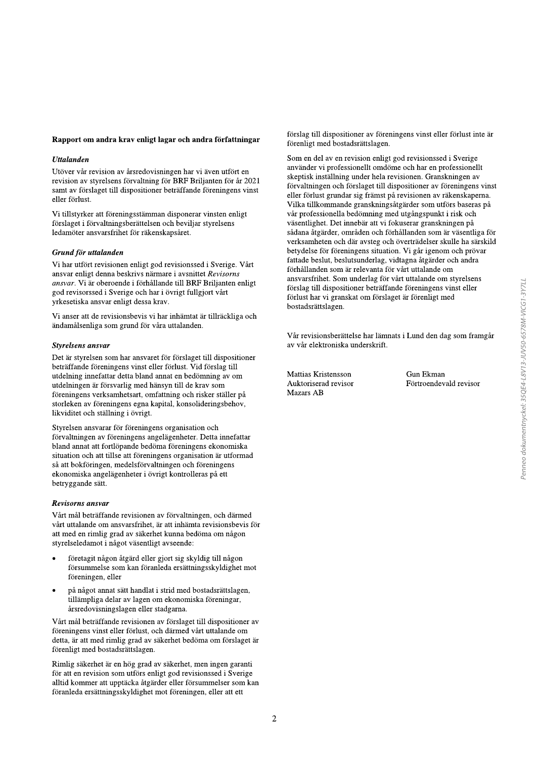### Rapport om andra krav enligt lagar och andra författningar

#### *Uttalanden*

Utöver vår revision av årsredovisningen har vi även utfört en revision av styrelsens förvaltning för BRF Briljanten för år 2021 samt av förslaget till dispositioner beträffande föreningens vinst eller förlust.

Vi tillstyrker att föreningsstämman disponerar vinsten enligt förslaget i förvaltningsberättelsen och beviljar styrelsens ledamöter ansvarsfrihet för räkenskapsåret.

#### *Grund för uttalanden*

Vi har utfört revisionen enligt god revisionssed i Sverige. Vårt ansvar enligt denna beskrivs närmare i avsnittet *Revisorns ansvar*. Vi är oberoende i förhållande till BRF Briljanten enligt god revisorssed i Sverige och har i övrigt fullgjort vårt yrkesetiska ansvar enligt dessa krav.

Vi anser att de revisionsbevis vi har inhämtat är tillräckliga och ändamålsenliga som grund för våra uttalanden.

#### *Styrelsens ansvar*

Det är styrelsen som har ansvaret för förslaget till dispositioner beträffande föreningens vinst eller förlust. Vid förslag till utdelning innefattar detta bland annat en bedömning av om utdelningen är försvarlig med hänsyn till de krav som föreningens verksamhetsart, omfattning och risker ställer på storleken av föreningens egna kapital, konsolideringsbehov, likviditet och ställning i övrigt.

Styrelsen ansvarar för föreningens organisation och förvaltningen av föreningens angelägenheter. Detta innefattar bland annat att fortlöpande bedöma föreningens ekonomiska situation och att tillse att föreningens organisation är utformad så att bokföringen, medelsförvaltningen och föreningens ekonomiska angelägenheter i övrigt kontrolleras på ett betryggande sätt.

#### *Revisorns ansvar*

Vårt mål beträffande revisionen av förvaltningen, och därmed vårt uttalande om ansvarsfrihet, är att inhämta revisionsbevis för att med en rimlig grad av säkerhet kunna bedöma om någon styrelseledamot i något väsentligt avseende:

- företagit någon åtgärd eller gjort sig skyldig till någon försummelse som kan föranleda ersättningsskyldighet mot föreningen, eller
- på något annat sätt handlat i strid med bostadsrättslagen, tillämpliga delar av lagen om ekonomiska föreningar, årsredovisningslagen eller stadgarna.

Vårt mål beträffande revisionen av förslaget till dispositioner av föreningens vinst eller förlust, och därmed vårt uttalande om detta, är att med rimlig grad av säkerhet bedöma om förslaget är förenligt med bostadsrättslagen.

Rimlig säkerhet är en hög grad av säkerhet, men ingen garanti för att en revision som utförs enligt god revisionssed i Sverige alltid kommer att upptäcka åtgärder eller försummelser som kan föranleda ersättningsskyldighet mot föreningen, eller att ett förslag till dispositioner av föreningens vinst eller förlust inte är förenligt med bostadsrättslagen.

Som en del av en revision enligt god revisionssed i Sverige använder vi professionellt omdöme och har en professionellt skeptisk inställning under hela revisionen. Granskningen av förvaltningen och förslaget till dispositioner av föreningens vinst eller förlust grundar sig främst på revisionen av räkenskaperna. Vilka tillkommande granskningsåtgärder som utförs baseras på vår professionella bedömning med utgångspunkt i risk och väsentlighet. Det innebär att vi fokuserar granskningen på sådana åtgärder, områden och förhållanden som är väsentliga för verksamheten och där avsteg och överträdelser skulle ha särskild betydelse för föreningens situation. Vi går igenom och prövar fattade beslut, beslutsunderlag, vidtagna åtgärder och andra förhållanden som är relevanta för vårt uttalande om ansvarsfrihet. Som underlag för vårt uttalande om styrelsens förslag till dispositioner beträffande föreningens vinst eller förlust har vi granskat om förslaget är förenligt med bostadsrättslagen.

Vår revisionsberättelse har lämnats i Lund den dag som framgår av vår elektroniska underskrift.

Mattias Kristensson
Auktoriserad revisor
Mazars AB

Gun Ekman
Förtroendevald revisor